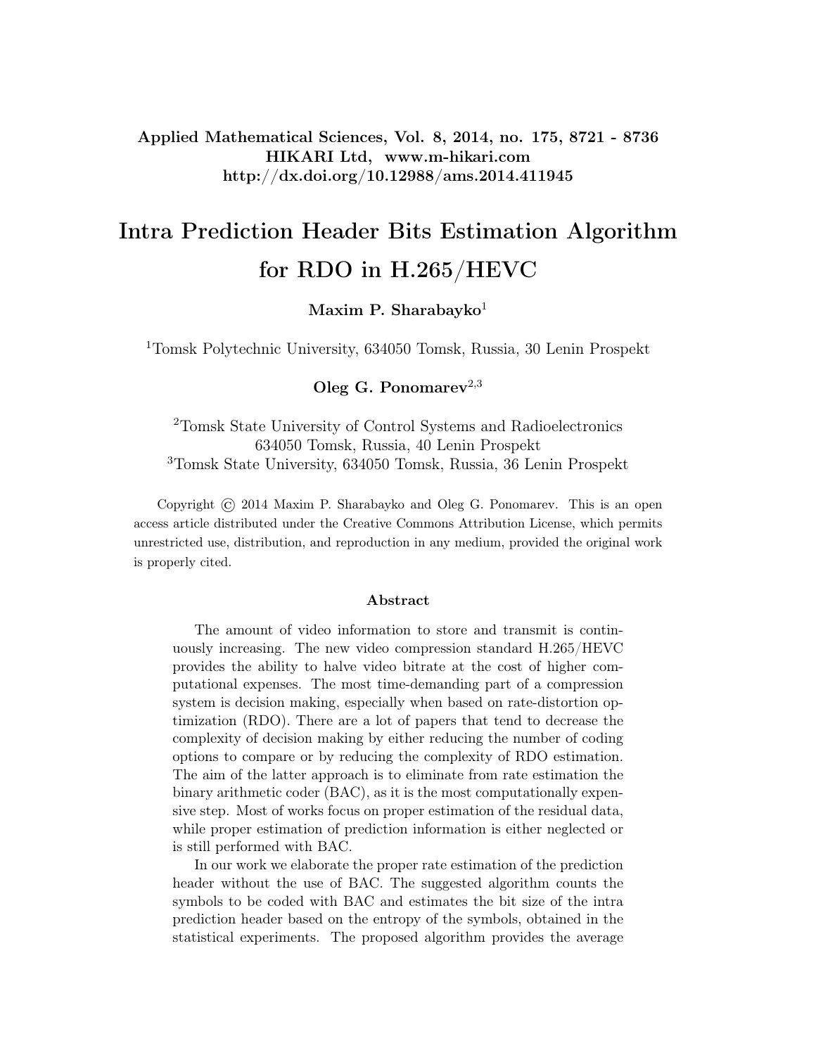Applied Mathematical Sciences, Vol. 8, 2014, no. 175, 8721 - 8736
HIKARI Ltd, www.m-hikari.com
http://dx.doi.org/10.12988/ams.2014.411945

# Intra Prediction Header Bits Estimation Algorithm for RDO in H.265/HEVC

**Maxim P. Sharabayko**[1]

[1]Tomsk Polytechnic University, 634050 Tomsk, Russia, 30 Lenin Prospekt

**Oleg G. Ponomarev**[2,3]

[2]Tomsk State University of Control Systems and Radioelectronics
634050 Tomsk, Russia, 40 Lenin Prospekt
[3]Tomsk State University, 634050 Tomsk, Russia, 36 Lenin Prospekt

Copyright © 2014 Maxim P. Sharabayko and Oleg G. Ponomarev. This is an open access article distributed under the Creative Commons Attribution License, which permits unrestricted use, distribution, and reproduction in any medium, provided the original work is properly cited.

### Abstract

The amount of video information to store and transmit is continuously increasing. The new video compression standard H.265/HEVC provides the ability to halve video bitrate at the cost of higher computational expenses. The most time-demanding part of a compression system is decision making, especially when based on rate-distortion optimization (RDO). There are a lot of papers that tend to decrease the complexity of decision making by either reducing the number of coding options to compare or by reducing the complexity of RDO estimation. The aim of the latter approach is to eliminate from rate estimation the binary arithmetic coder (BAC), as it is the most computationally expensive step. Most of works focus on proper estimation of the residual data, while proper estimation of prediction information is either neglected or is still performed with BAC.

In our work we elaborate the proper rate estimation of the prediction header without the use of BAC. The suggested algorithm counts the symbols to be coded with BAC and estimates the bit size of the intra prediction header based on the entropy of the symbols, obtained in the statistical experiments. The proposed algorithm provides the average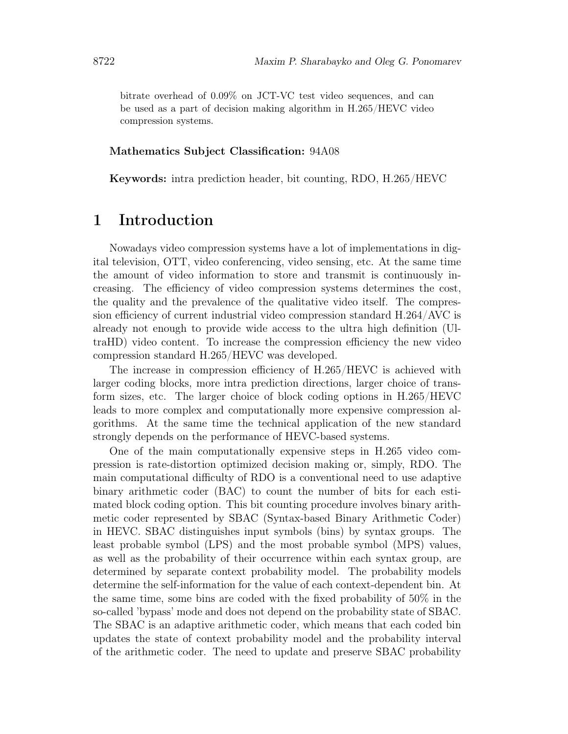bitrate overhead of 0.09% on JCT-VC test video sequences, and can be used as a part of decision making algorithm in H.265/HEVC video compression systems.

**Mathematics Subject Classification:** 94A08

**Keywords:** intra prediction header, bit counting, RDO, H.265/HEVC

# 1 Introduction

Nowadays video compression systems have a lot of implementations in digital television, OTT, video conferencing, video sensing, etc. At the same time the amount of video information to store and transmit is continuously increasing. The efficiency of video compression systems determines the cost, the quality and the prevalence of the qualitative video itself. The compression efficiency of current industrial video compression standard H.264/AVC is already not enough to provide wide access to the ultra high definition (UltraHD) video content. To increase the compression efficiency the new video compression standard H.265/HEVC was developed.

The increase in compression efficiency of H.265/HEVC is achieved with larger coding blocks, more intra prediction directions, larger choice of transform sizes, etc. The larger choice of block coding options in H.265/HEVC leads to more complex and computationally more expensive compression algorithms. At the same time the technical application of the new standard strongly depends on the performance of HEVC-based systems.

One of the main computationally expensive steps in H.265 video compression is rate-distortion optimized decision making or, simply, RDO. The main computational difficulty of RDO is a conventional need to use adaptive binary arithmetic coder (BAC) to count the number of bits for each estimated block coding option. This bit counting procedure involves binary arithmetic coder represented by SBAC (Syntax-based Binary Arithmetic Coder) in HEVC. SBAC distinguishes input symbols (bins) by syntax groups. The least probable symbol (LPS) and the most probable symbol (MPS) values, as well as the probability of their occurrence within each syntax group, are determined by separate context probability model. The probability models determine the self-information for the value of each context-dependent bin. At the same time, some bins are coded with the fixed probability of 50% in the so-called 'bypass' mode and does not depend on the probability state of SBAC. The SBAC is an adaptive arithmetic coder, which means that each coded bin updates the state of context probability model and the probability interval of the arithmetic coder. The need to update and preserve SBAC probability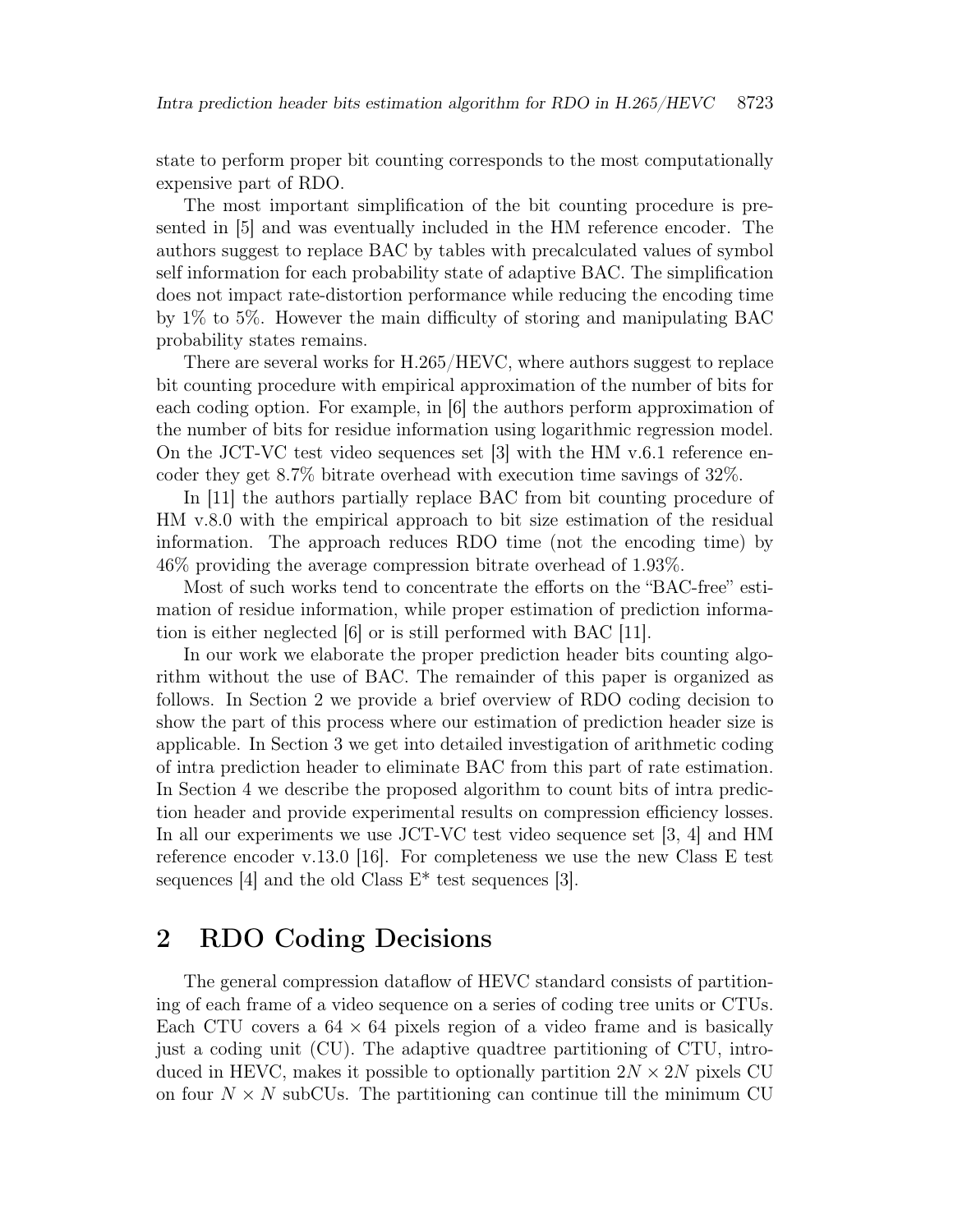state to perform proper bit counting corresponds to the most computationally expensive part of RDO.

The most important simplification of the bit counting procedure is presented in [5] and was eventually included in the HM reference encoder. The authors suggest to replace BAC by tables with precalculated values of symbol self information for each probability state of adaptive BAC. The simplification does not impact rate-distortion performance while reducing the encoding time by 1% to 5%. However the main difficulty of storing and manipulating BAC probability states remains.

There are several works for H.265/HEVC, where authors suggest to replace bit counting procedure with empirical approximation of the number of bits for each coding option. For example, in [6] the authors perform approximation of the number of bits for residue information using logarithmic regression model. On the JCT-VC test video sequences set [3] with the HM v.6.1 reference encoder they get 8.7% bitrate overhead with execution time savings of 32%.

In [11] the authors partially replace BAC from bit counting procedure of HM v.8.0 with the empirical approach to bit size estimation of the residual information. The approach reduces RDO time (not the encoding time) by 46% providing the average compression bitrate overhead of 1.93%.

Most of such works tend to concentrate the efforts on the "BAC-free" estimation of residue information, while proper estimation of prediction information is either neglected [6] or is still performed with BAC [11].

In our work we elaborate the proper prediction header bits counting algorithm without the use of BAC. The remainder of this paper is organized as follows. In Section 2 we provide a brief overview of RDO coding decision to show the part of this process where our estimation of prediction header size is applicable. In Section 3 we get into detailed investigation of arithmetic coding of intra prediction header to eliminate BAC from this part of rate estimation. In Section 4 we describe the proposed algorithm to count bits of intra prediction header and provide experimental results on compression efficiency losses. In all our experiments we use JCT-VC test video sequence set [3, 4] and HM reference encoder v.13.0 [16]. For completeness we use the new Class E test sequences [4] and the old Class E* test sequences [3].

## 2 RDO Coding Decisions

The general compression dataflow of HEVC standard consists of partitioning of each frame of a video sequence on a series of coding tree units or CTUs. Each CTU covers a $64 \times 64$ pixels region of a video frame and is basically just a coding unit (CU). The adaptive quadtree partitioning of CTU, introduced in HEVC, makes it possible to optionally partition $2N \times 2N$ pixels CU on four $N \times N$ subCUs. The partitioning can continue till the minimum CU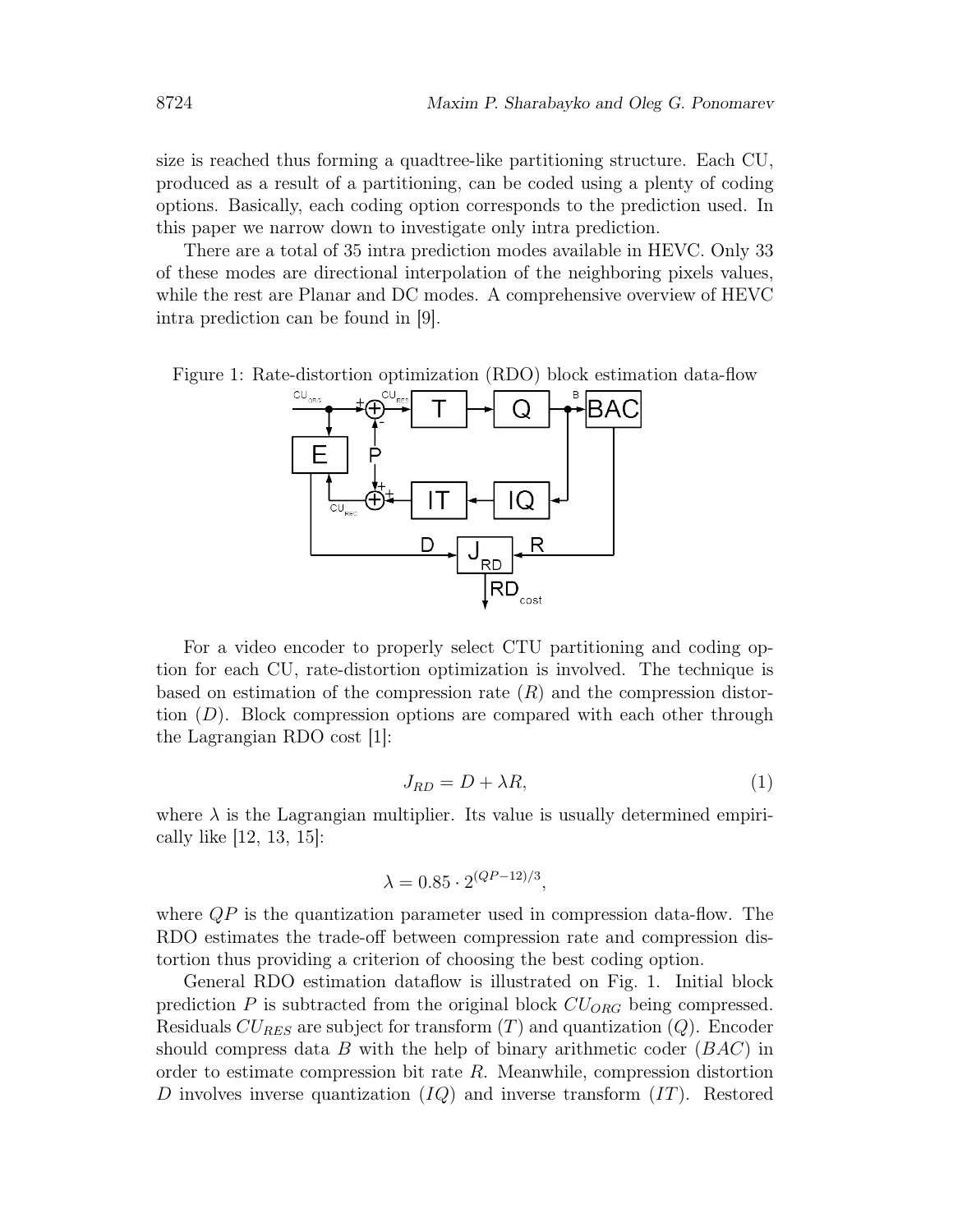size is reached thus forming a quadtree-like partitioning structure. Each CU, produced as a result of a partitioning, can be coded using a plenty of coding options. Basically, each coding option corresponds to the prediction used. In this paper we narrow down to investigate only intra prediction.

There are a total of 35 intra prediction modes available in HEVC. Only 33 of these modes are directional interpolation of the neighboring pixels values, while the rest are Planar and DC modes. A comprehensive overview of HEVC intra prediction can be found in [9].

Figure 1: Rate-distortion optimization (RDO) block estimation data-flow

For a video encoder to properly select CTU partitioning and coding option for each CU, rate-distortion optimization is involved. The technique is based on estimation of the compression rate ($R$) and the compression distortion ($D$). Block compression options are compared with each other through the Lagrangian RDO cost [1]:

$$J_{RD} = D + \lambda R, \tag{1}$$

where $\lambda$ is the Lagrangian multiplier. Its value is usually determined empirically like [12, 13, 15]:

$$\lambda = 0.85 \cdot 2^{(QP-12)/3},$$

where $QP$ is the quantization parameter used in compression data-flow. The RDO estimates the trade-off between compression rate and compression distortion thus providing a criterion of choosing the best coding option.

General RDO estimation dataflow is illustrated on Fig. 1. Initial block prediction $P$ is subtracted from the original block $CU_{ORG}$ being compressed. Residuals $CU_{RES}$ are subject for transform ($T$) and quantization ($Q$). Encoder should compress data $B$ with the help of binary arithmetic coder ($BAC$) in order to estimate compression bit rate $R$. Meanwhile, compression distortion $D$ involves inverse quantization ($IQ$) and inverse transform ($IT$). Restored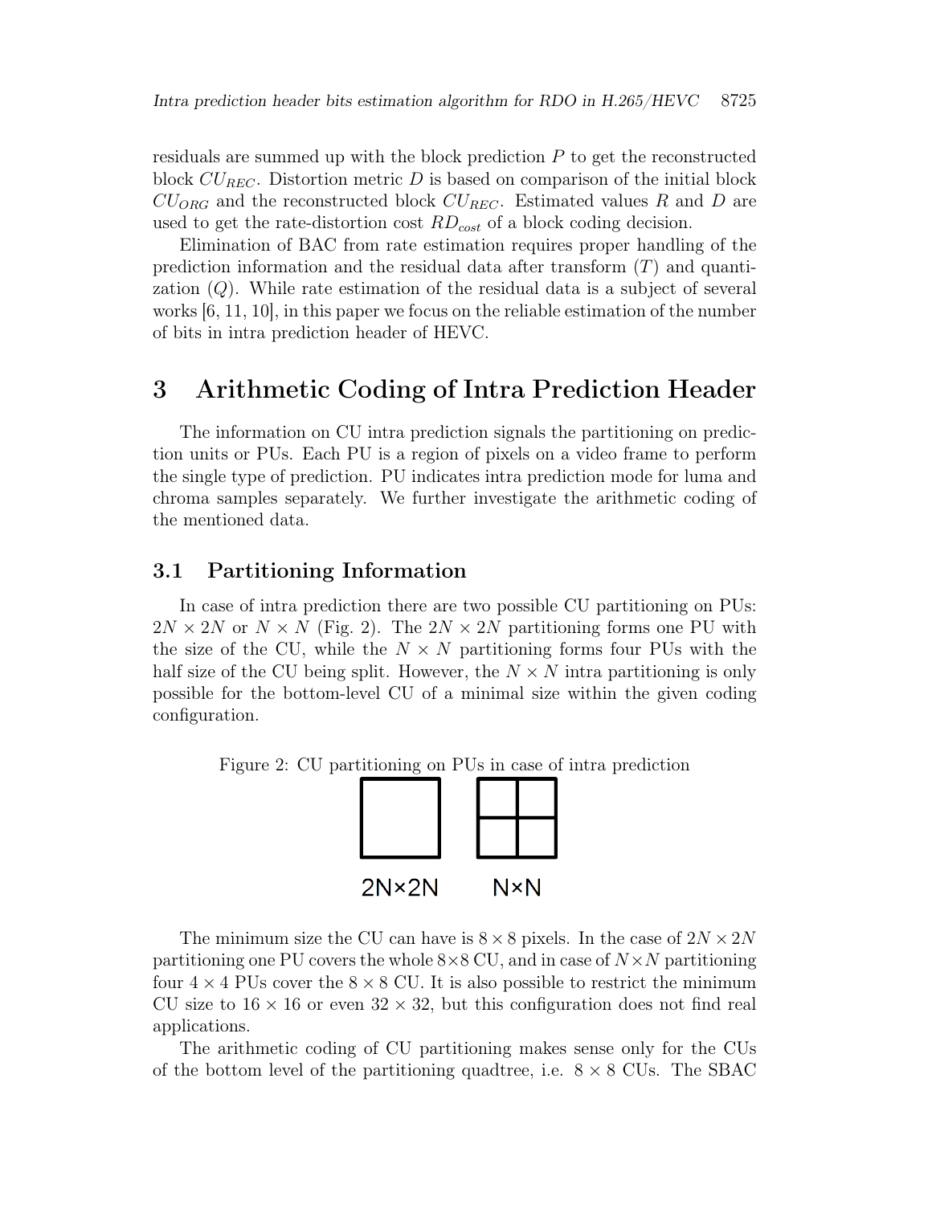residuals are summed up with the block prediction $P$ to get the reconstructed block $CU_{REC}$. Distortion metric $D$ is based on comparison of the initial block $CU_{ORG}$ and the reconstructed block $CU_{REC}$. Estimated values $R$ and $D$ are used to get the rate-distortion cost $RD_{cost}$ of a block coding decision.

Elimination of BAC from rate estimation requires proper handling of the prediction information and the residual data after transform ($T$) and quantization ($Q$). While rate estimation of the residual data is a subject of several works [6, 11, 10], in this paper we focus on the reliable estimation of the number of bits in intra prediction header of HEVC.

# 3 Arithmetic Coding of Intra Prediction Header

The information on CU intra prediction signals the partitioning on prediction units or PUs. Each PU is a region of pixels on a video frame to perform the single type of prediction. PU indicates intra prediction mode for luma and chroma samples separately. We further investigate the arithmetic coding of the mentioned data.

## 3.1 Partitioning Information

In case of intra prediction there are two possible CU partitioning on PUs: $2N \times 2N$ or $N \times N$ (Fig. 2). The $2N \times 2N$ partitioning forms one PU with the size of the CU, while the $N \times N$ partitioning forms four PUs with the half size of the CU being split. However, the $N \times N$ intra partitioning is only possible for the bottom-level CU of a minimal size within the given coding configuration.

Figure 2: CU partitioning on PUs in case of intra prediction

2N×2N N×N

The minimum size the CU can have is $8 \times 8$ pixels. In the case of $2N \times 2N$ partitioning one PU covers the whole $8 \times 8$ CU, and in case of $N \times N$ partitioning four $4 \times 4$ PUs cover the $8 \times 8$ CU. It is also possible to restrict the minimum CU size to $16 \times 16$ or even $32 \times 32$, but this configuration does not find real applications.

The arithmetic coding of CU partitioning makes sense only for the CUs of the bottom level of the partitioning quadtree, i.e. $8 \times 8$ CUs. The SBAC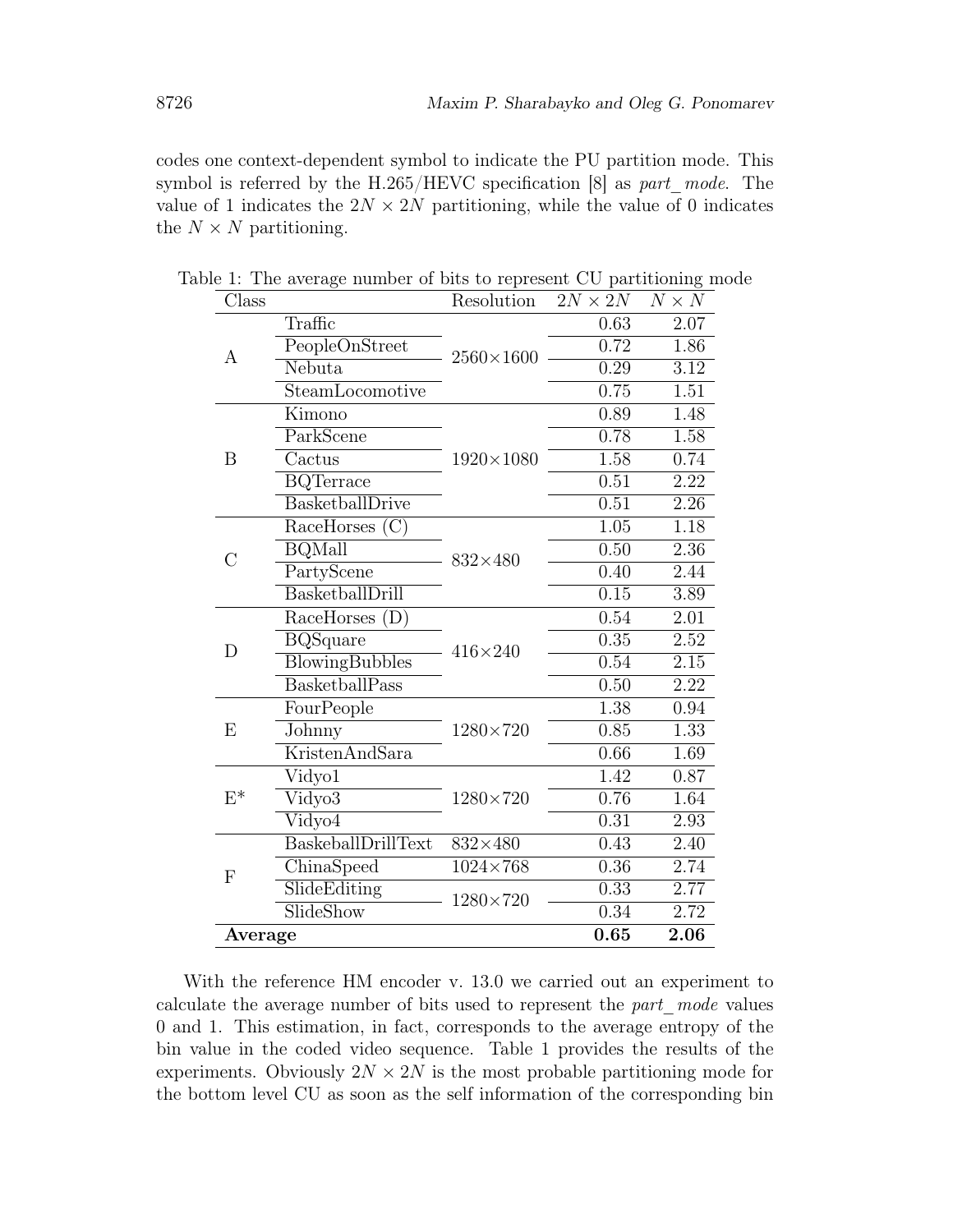codes one context-dependent symbol to indicate the PU partition mode. This symbol is referred by the H.265/HEVC specification [8] as *part_mode*. The value of 1 indicates the $2N \times 2N$ partitioning, while the value of 0 indicates the $N \times N$ partitioning.

Table 1: The average number of bits to represent CU partitioning mode

| Class | | Resolution | $2N \times 2N$ | $N \times N$ |
|---|---|---|---|---|
| A | Traffic | 2560×1600 | 0.63 | 2.07 |
| | PeopleOnStreet | | 0.72 | 1.86 |
| | Nebuta | | 0.29 | 3.12 |
| | SteamLocomotive | | 0.75 | 1.51 |
| B | Kimono | 1920×1080 | 0.89 | 1.48 |
| | ParkScene | | 0.78 | 1.58 |
| | Cactus | | 1.58 | 0.74 |
| | BQTerrace | | 0.51 | 2.22 |
| | BasketballDrive | | 0.51 | 2.26 |
| C | RaceHorses (C) | 832×480 | 1.05 | 1.18 |
| | BQMall | | 0.50 | 2.36 |
| | PartyScene | | 0.40 | 2.44 |
| | BasketballDrill | | 0.15 | 3.89 |
| D | RaceHorses (D) | 416×240 | 0.54 | 2.01 |
| | BQSquare | | 0.35 | 2.52 |
| | BlowingBubbles | | 0.54 | 2.15 |
| | BasketballPass | | 0.50 | 2.22 |
| E | FourPeople | 1280×720 | 1.38 | 0.94 |
| | Johnny | | 0.85 | 1.33 |
| | KristenAndSara | | 0.66 | 1.69 |
| E* | Vidyo1 | 1280×720 | 1.42 | 0.87 |
| | Vidyo3 | | 0.76 | 1.64 |
| | Vidyo4 | | 0.31 | 2.93 |
| F | BaskeballDrillText | 832×480 | 0.43 | 2.40 |
| | ChinaSpeed | 1024×768 | 0.36 | 2.74 |
| | SlideEditing | 1280×720 | 0.33 | 2.77 |
| | SlideShow | | 0.34 | 2.72 |
| **Average** | | | **0.65** | **2.06** |

With the reference HM encoder v. 13.0 we carried out an experiment to calculate the average number of bits used to represent the *part_mode* values 0 and 1. This estimation, in fact, corresponds to the average entropy of the bin value in the coded video sequence. Table 1 provides the results of the experiments. Obviously $2N \times 2N$ is the most probable partitioning mode for the bottom level CU as soon as the self information of the corresponding bin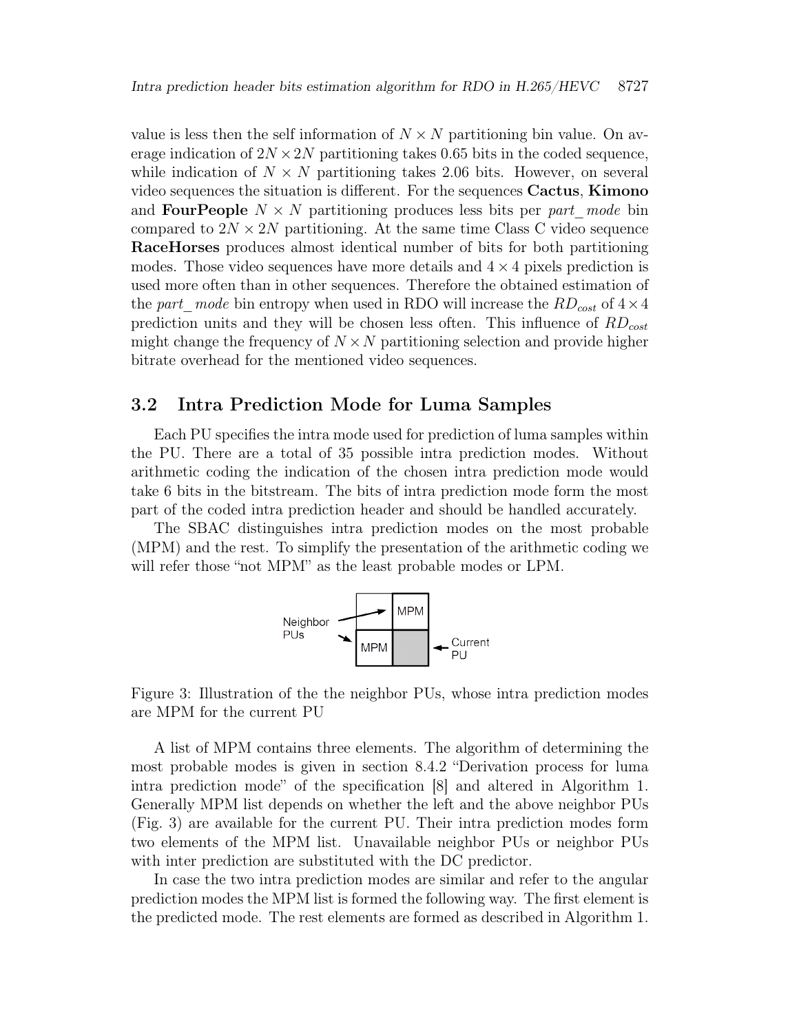value is less then the self information of $N \times N$ partitioning bin value. On average indication of $2N \times 2N$ partitioning takes 0.65 bits in the coded sequence, while indication of $N \times N$ partitioning takes 2.06 bits. However, on several video sequences the situation is different. For the sequences **Cactus**, **Kimono** and **FourPeople** $N \times N$ partitioning produces less bits per *part_mode* bin compared to $2N \times 2N$ partitioning. At the same time Class C video sequence **RaceHorses** produces almost identical number of bits for both partitioning modes. Those video sequences have more details and $4 \times 4$ pixels prediction is used more often than in other sequences. Therefore the obtained estimation of the *part_mode* bin entropy when used in RDO will increase the $RD_{cost}$ of $4 \times 4$ prediction units and they will be chosen less often. This influence of $RD_{cost}$ might change the frequency of $N \times N$ partitioning selection and provide higher bitrate overhead for the mentioned video sequences.

## 3.2 Intra Prediction Mode for Luma Samples

Each PU specifies the intra mode used for prediction of luma samples within the PU. There are a total of 35 possible intra prediction modes. Without arithmetic coding the indication of the chosen intra prediction mode would take 6 bits in the bitstream. The bits of intra prediction mode form the most part of the coded intra prediction header and should be handled accurately.

The SBAC distinguishes intra prediction modes on the most probable (MPM) and the rest. To simplify the presentation of the arithmetic coding we will refer those "not MPM" as the least probable modes or LPM.

Figure 3: Illustration of the the neighbor PUs, whose intra prediction modes are MPM for the current PU

A list of MPM contains three elements. The algorithm of determining the most probable modes is given in section 8.4.2 "Derivation process for luma intra prediction mode" of the specification [8] and altered in Algorithm 1. Generally MPM list depends on whether the left and the above neighbor PUs (Fig. 3) are available for the current PU. Their intra prediction modes form two elements of the MPM list. Unavailable neighbor PUs or neighbor PUs with inter prediction are substituted with the DC predictor.

In case the two intra prediction modes are similar and refer to the angular prediction modes the MPM list is formed the following way. The first element is the predicted mode. The rest elements are formed as described in Algorithm 1.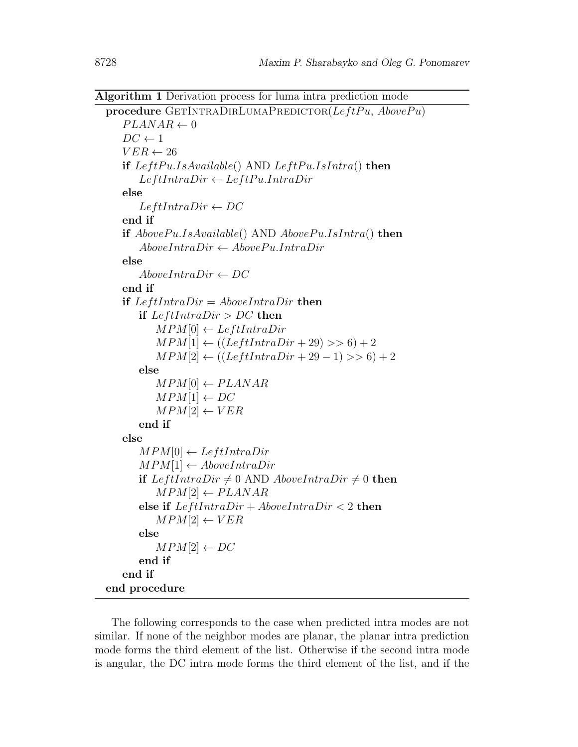**Algorithm 1** Derivation process for luma intra prediction mode

```
procedure GetIntraDirLumaPredictor(LeftPu, AbovePu)
    PLANAR ← 0
    DC ← 1
    VER ← 26
    if LeftPu.IsAvailable() AND LeftPu.IsIntra() then
        LeftIntraDir ← LeftPu.IntraDir
    else
        LeftIntraDir ← DC
    end if
    if AbovePu.IsAvailable() AND AbovePu.IsIntra() then
        AboveIntraDir ← AbovePu.IntraDir
    else
        AboveIntraDir ← DC
    end if
    if LeftIntraDir = AboveIntraDir then
        if LeftIntraDir > DC then
            MPM[0] ← LeftIntraDir
            MPM[1] ← ((LeftIntraDir + 29) >> 6) + 2
            MPM[2] ← ((LeftIntraDir + 29 − 1) >> 6) + 2
        else
            MPM[0] ← PLANAR
            MPM[1] ← DC
            MPM[2] ← VER
        end if
    else
        MPM[0] ← LeftIntraDir
        MPM[1] ← AboveIntraDir
        if LeftIntraDir ≠ 0 AND AboveIntraDir ≠ 0 then
            MPM[2] ← PLANAR
        else if LeftIntraDir + AboveIntraDir < 2 then
            MPM[2] ← VER
        else
            MPM[2] ← DC
        end if
    end if
end procedure
```

The following corresponds to the case when predicted intra modes are not similar. If none of the neighbor modes are planar, the planar intra prediction mode forms the third element of the list. Otherwise if the second intra mode is angular, the DC intra mode forms the third element of the list, and if the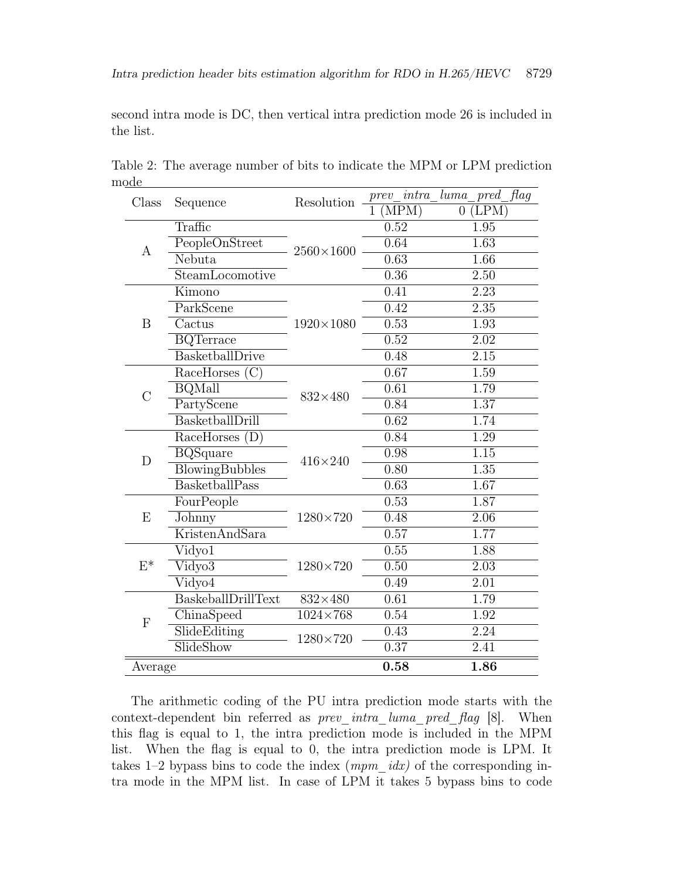second intra mode is DC, then vertical intra prediction mode 26 is included in the list.

Table 2: The average number of bits to indicate the MPM or LPM prediction mode

| Class | Sequence | Resolution | *prev_intra_luma_pred_flag* | |
|---|---|---|---|---|
| | | | 1 (MPM) | 0 (LPM) |
| A | Traffic | 2560×1600 | 0.52 | 1.95 |
| | PeopleOnStreet | | 0.64 | 1.63 |
| | Nebuta | | 0.63 | 1.66 |
| | SteamLocomotive | | 0.36 | 2.50 |
| B | Kimono | 1920×1080 | 0.41 | 2.23 |
| | ParkScene | | 0.42 | 2.35 |
| | Cactus | | 0.53 | 1.93 |
| | BQTerrace | | 0.52 | 2.02 |
| | BasketballDrive | | 0.48 | 2.15 |
| C | RaceHorses (C) | 832×480 | 0.67 | 1.59 |
| | BQMall | | 0.61 | 1.79 |
| | PartyScene | | 0.84 | 1.37 |
| | BasketballDrill | | 0.62 | 1.74 |
| D | RaceHorses (D) | 416×240 | 0.84 | 1.29 |
| | BQSquare | | 0.98 | 1.15 |
| | BlowingBubbles | | 0.80 | 1.35 |
| | BasketballPass | | 0.63 | 1.67 |
| E | FourPeople | 1280×720 | 0.53 | 1.87 |
| | Johnny | | 0.48 | 2.06 |
| | KristenAndSara | | 0.57 | 1.77 |
| E* | Vidyo1 | 1280×720 | 0.55 | 1.88 |
| | Vidyo3 | | 0.50 | 2.03 |
| | Vidyo4 | | 0.49 | 2.01 |
| F | BaskeballDrillText | 832×480 | 0.61 | 1.79 |
| | ChinaSpeed | 1024×768 | 0.54 | 1.92 |
| | SlideEditing | 1280×720 | 0.43 | 2.24 |
| | SlideShow | | 0.37 | 2.41 |
| Average | | | **0.58** | **1.86** |

The arithmetic coding of the PU intra prediction mode starts with the context-dependent bin referred as *prev_intra_luma_pred_flag* [8]. When this flag is equal to 1, the intra prediction mode is included in the MPM list. When the flag is equal to 0, the intra prediction mode is LPM. It takes 1–2 bypass bins to code the index (*mpm_idx)* of the corresponding intra mode in the MPM list. In case of LPM it takes 5 bypass bins to code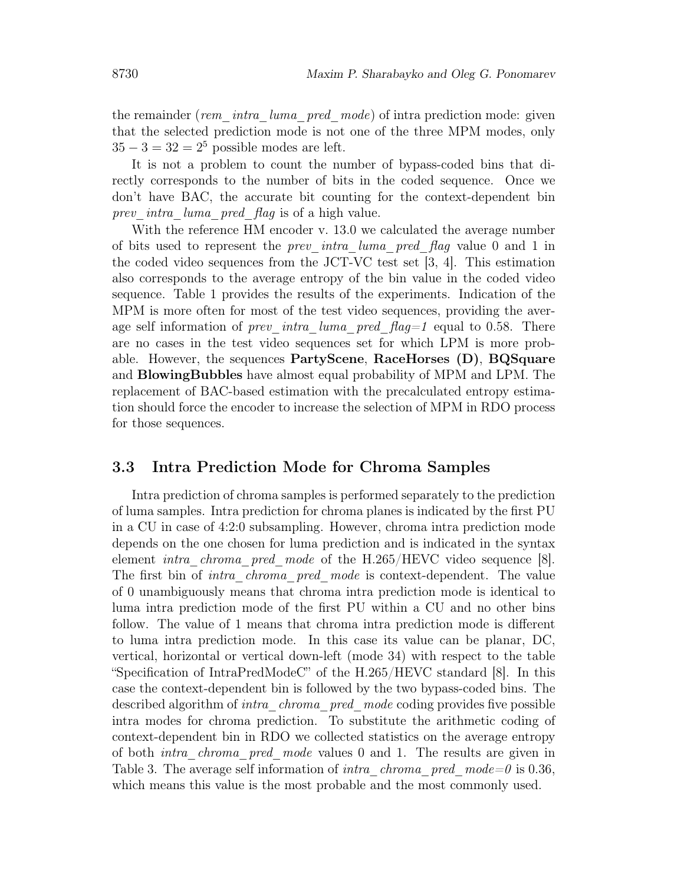the remainder (*rem_intra_luma_pred_mode*) of intra prediction mode: given that the selected prediction mode is not one of the three MPM modes, only $35 - 3 = 32 = 2^5$ possible modes are left.

It is not a problem to count the number of bypass-coded bins that directly corresponds to the number of bits in the coded sequence. Once we don't have BAC, the accurate bit counting for the context-dependent bin *prev_intra_luma_pred_flag* is of a high value.

With the reference HM encoder v. 13.0 we calculated the average number of bits used to represent the *prev_intra_luma_pred_flag* value 0 and 1 in the coded video sequences from the JCT-VC test set [3, 4]. This estimation also corresponds to the average entropy of the bin value in the coded video sequence. Table 1 provides the results of the experiments. Indication of the MPM is more often for most of the test video sequences, providing the average self information of *prev_intra_luma_pred_flag=1* equal to 0.58. There are no cases in the test video sequences set for which LPM is more probable. However, the sequences **PartyScene**, **RaceHorses (D)**, **BQSquare** and **BlowingBubbles** have almost equal probability of MPM and LPM. The replacement of BAC-based estimation with the precalculated entropy estimation should force the encoder to increase the selection of MPM in RDO process for those sequences.

### 3.3 Intra Prediction Mode for Chroma Samples

Intra prediction of chroma samples is performed separately to the prediction of luma samples. Intra prediction for chroma planes is indicated by the first PU in a CU in case of 4:2:0 subsampling. However, chroma intra prediction mode depends on the one chosen for luma prediction and is indicated in the syntax element *intra_chroma_pred_mode* of the H.265/HEVC video sequence [8]. The first bin of *intra_chroma_pred_mode* is context-dependent. The value of 0 unambiguously means that chroma intra prediction mode is identical to luma intra prediction mode of the first PU within a CU and no other bins follow. The value of 1 means that chroma intra prediction mode is different to luma intra prediction mode. In this case its value can be planar, DC, vertical, horizontal or vertical down-left (mode 34) with respect to the table "Specification of IntraPredModeC" of the H.265/HEVC standard [8]. In this case the context-dependent bin is followed by the two bypass-coded bins. The described algorithm of *intra_chroma_pred_mode* coding provides five possible intra modes for chroma prediction. To substitute the arithmetic coding of context-dependent bin in RDO we collected statistics on the average entropy of both *intra_chroma_pred_mode* values 0 and 1. The results are given in Table 3. The average self information of *intra_chroma_pred_mode=0* is 0.36, which means this value is the most probable and the most commonly used.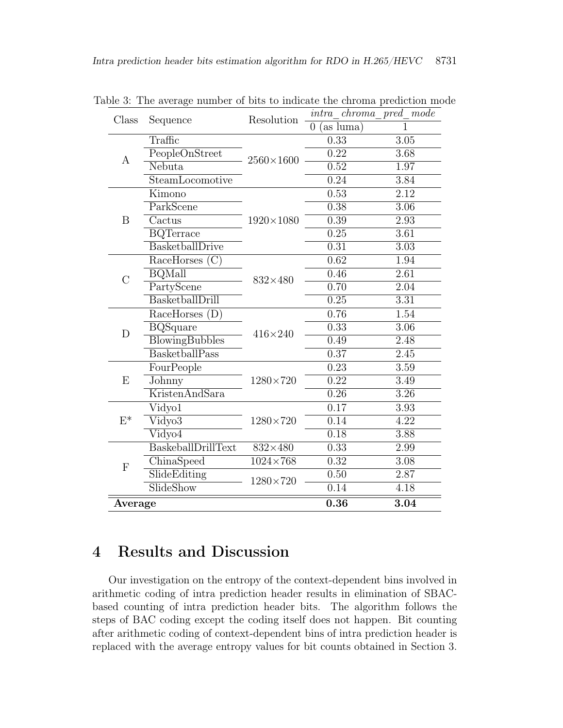Table 3: The average number of bits to indicate the chroma prediction mode

| Class | Sequence | Resolution | *intra_chroma_pred_mode* | |
|---|---|---|---|---|
| | | | 0 (as luma) | 1 |
| A | Traffic | 2560×1600 | 0.33 | 3.05 |
| | PeopleOnStreet | | 0.22 | 3.68 |
| | Nebuta | | 0.52 | 1.97 |
| | SteamLocomotive | | 0.24 | 3.84 |
| B | Kimono | 1920×1080 | 0.53 | 2.12 |
| | ParkScene | | 0.38 | 3.06 |
| | Cactus | | 0.39 | 2.93 |
| | BQTerrace | | 0.25 | 3.61 |
| | BasketballDrive | | 0.31 | 3.03 |
| C | RaceHorses (C) | 832×480 | 0.62 | 1.94 |
| | BQMall | | 0.46 | 2.61 |
| | PartyScene | | 0.70 | 2.04 |
| | BasketballDrill | | 0.25 | 3.31 |
| D | RaceHorses (D) | 416×240 | 0.76 | 1.54 |
| | BQSquare | | 0.33 | 3.06 |
| | BlowingBubbles | | 0.49 | 2.48 |
| | BasketballPass | | 0.37 | 2.45 |
| E | FourPeople | 1280×720 | 0.23 | 3.59 |
| | Johnny | | 0.22 | 3.49 |
| | KristenAndSara | | 0.26 | 3.26 |
| E* | Vidyo1 | 1280×720 | 0.17 | 3.93 |
| | Vidyo3 | | 0.14 | 4.22 |
| | Vidyo4 | | 0.18 | 3.88 |
| F | BaskeballDrillText | 832×480 | 0.33 | 2.99 |
| | ChinaSpeed | 1024×768 | 0.32 | 3.08 |
| | SlideEditing | 1280×720 | 0.50 | 2.87 |
| | SlideShow | | 0.14 | 4.18 |
| **Average** | | | **0.36** | **3.04** |

## 4 Results and Discussion

Our investigation on the entropy of the context-dependent bins involved in arithmetic coding of intra prediction header results in elimination of SBAC-based counting of intra prediction header bits. The algorithm follows the steps of BAC coding except the coding itself does not happen. Bit counting after arithmetic coding of context-dependent bins of intra prediction header is replaced with the average entropy values for bit counts obtained in Section 3.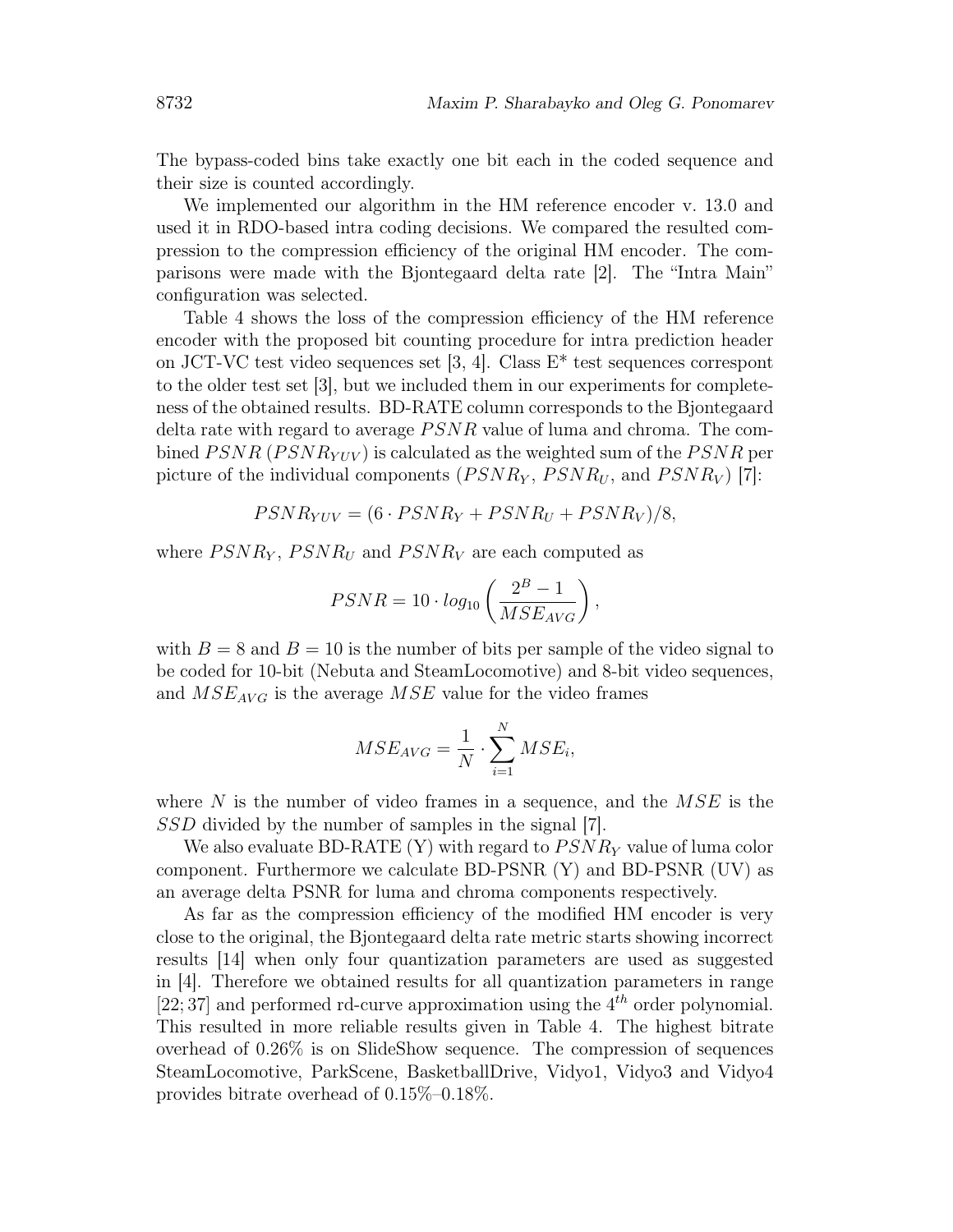The bypass-coded bins take exactly one bit each in the coded sequence and their size is counted accordingly.

We implemented our algorithm in the HM reference encoder v. 13.0 and used it in RDO-based intra coding decisions. We compared the resulted compression to the compression efficiency of the original HM encoder. The comparisons were made with the Bjontegaard delta rate [2]. The "Intra Main" configuration was selected.

Table 4 shows the loss of the compression efficiency of the HM reference encoder with the proposed bit counting procedure for intra prediction header on JCT-VC test video sequences set [3, 4]. Class E* test sequences correspont to the older test set [3], but we included them in our experiments for completeness of the obtained results. BD-RATE column corresponds to the Bjontegaard delta rate with regard to average $PSNR$ value of luma and chroma. The combined $PSNR$ ($PSNR_{YUV}$) is calculated as the weighted sum of the $PSNR$ per picture of the individual components ($PSNR_Y$, $PSNR_U$, and $PSNR_V$) [7]:

$$PSNR_{YUV} = (6 \cdot PSNR_Y + PSNR_U + PSNR_V)/8,$$

where $PSNR_Y$, $PSNR_U$ and $PSNR_V$ are each computed as

$$PSNR = 10 \cdot log_{10}\left(\frac{2^B - 1}{MSE_{AVG}}\right),$$

with $B = 8$ and $B = 10$ is the number of bits per sample of the video signal to be coded for 10-bit (Nebuta and SteamLocomotive) and 8-bit video sequences, and $MSE_{AVG}$ is the average $MSE$ value for the video frames

$$MSE_{AVG} = \frac{1}{N} \cdot \sum_{i=1}^{N} MSE_i,$$

where $N$ is the number of video frames in a sequence, and the $MSE$ is the $SSD$ divided by the number of samples in the signal [7].

We also evaluate BD-RATE (Y) with regard to $PSNR_Y$ value of luma color component. Furthermore we calculate BD-PSNR (Y) and BD-PSNR (UV) as an average delta PSNR for luma and chroma components respectively.

As far as the compression efficiency of the modified HM encoder is very close to the original, the Bjontegaard delta rate metric starts showing incorrect results [14] when only four quantization parameters are used as suggested in [4]. Therefore we obtained results for all quantization parameters in range $[22; 37]$ and performed rd-curve approximation using the $4^{th}$ order polynomial. This resulted in more reliable results given in Table 4. The highest bitrate overhead of 0.26% is on SlideShow sequence. The compression of sequences SteamLocomotive, ParkScene, BasketballDrive, Vidyo1, Vidyo3 and Vidyo4 provides bitrate overhead of 0.15%–0.18%.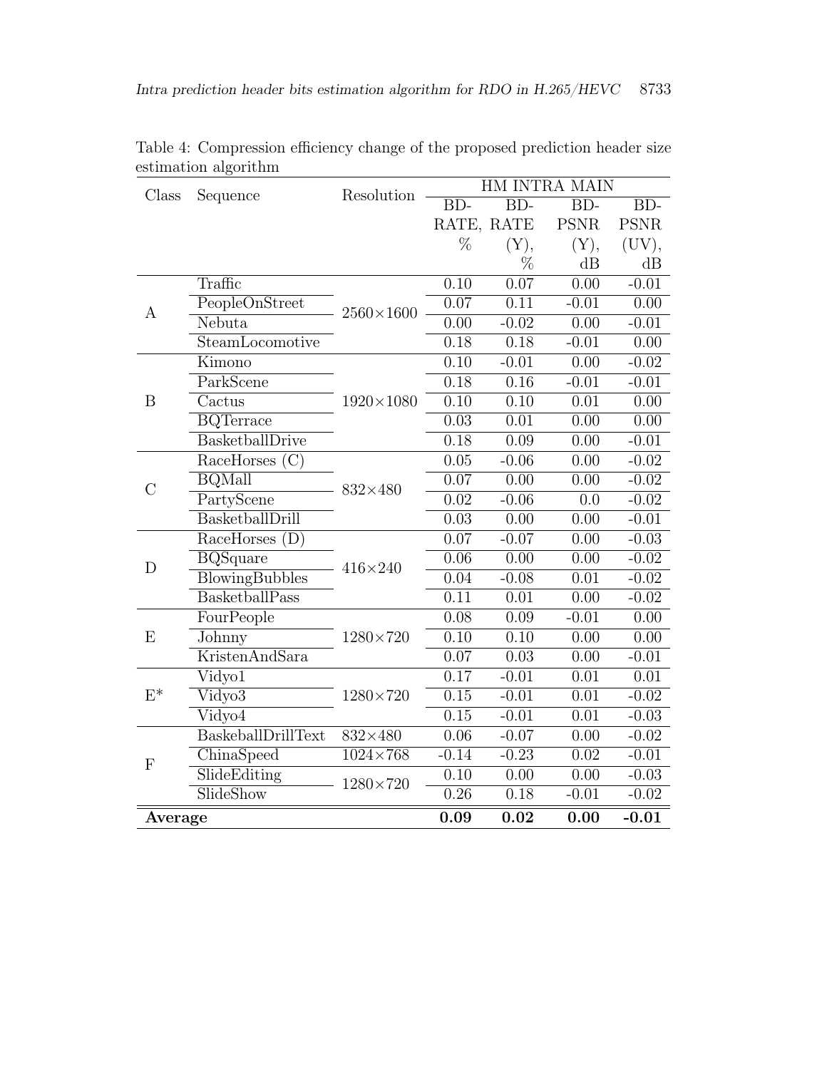Table 4: Compression efficiency change of the proposed prediction header size estimation algorithm

| Class | Sequence | Resolution | HM INTRA MAIN | | | |
|---|---|---|---|---|---|---|
| | | | BD-RATE, % | BD-RATE (Y), % | BD-PSNR (Y), dB | BD-PSNR (UV), dB |
| A | Traffic | 2560×1600 | 0.10 | 0.07 | 0.00 | -0.01 |
| | PeopleOnStreet | | 0.07 | 0.11 | -0.01 | 0.00 |
| | Nebuta | | 0.00 | -0.02 | 0.00 | -0.01 |
| | SteamLocomotive | | 0.18 | 0.18 | -0.01 | 0.00 |
| B | Kimono | 1920×1080 | 0.10 | -0.01 | 0.00 | -0.02 |
| | ParkScene | | 0.18 | 0.16 | -0.01 | -0.01 |
| | Cactus | | 0.10 | 0.10 | 0.01 | 0.00 |
| | BQTerrace | | 0.03 | 0.01 | 0.00 | 0.00 |
| | BasketballDrive | | 0.18 | 0.09 | 0.00 | -0.01 |
| C | RaceHorses (C) | 832×480 | 0.05 | -0.06 | 0.00 | -0.02 |
| | BQMall | | 0.07 | 0.00 | 0.00 | -0.02 |
| | PartyScene | | 0.02 | -0.06 | 0.0 | -0.02 |
| | BasketballDrill | | 0.03 | 0.00 | 0.00 | -0.01 |
| D | RaceHorses (D) | 416×240 | 0.07 | -0.07 | 0.00 | -0.03 |
| | BQSquare | | 0.06 | 0.00 | 0.00 | -0.02 |
| | BlowingBubbles | | 0.04 | -0.08 | 0.01 | -0.02 |
| | BasketballPass | | 0.11 | 0.01 | 0.00 | -0.02 |
| E | FourPeople | 1280×720 | 0.08 | 0.09 | -0.01 | 0.00 |
| | Johnny | | 0.10 | 0.10 | 0.00 | 0.00 |
| | KristenAndSara | | 0.07 | 0.03 | 0.00 | -0.01 |
| E* | Vidyo1 | 1280×720 | 0.17 | -0.01 | 0.01 | 0.01 |
| | Vidyo3 | | 0.15 | -0.01 | 0.01 | -0.02 |
| | Vidyo4 | | 0.15 | -0.01 | 0.01 | -0.03 |
| F | BaskeballDrillText | 832×480 | 0.06 | -0.07 | 0.00 | -0.02 |
| | ChinaSpeed | 1024×768 | -0.14 | -0.23 | 0.02 | -0.01 |
| | SlideEditing | 1280×720 | 0.10 | 0.00 | 0.00 | -0.03 |
| | SlideShow | | 0.26 | 0.18 | -0.01 | -0.02 |
| **Average** | | | **0.09** | **0.02** | **0.00** | **-0.01** |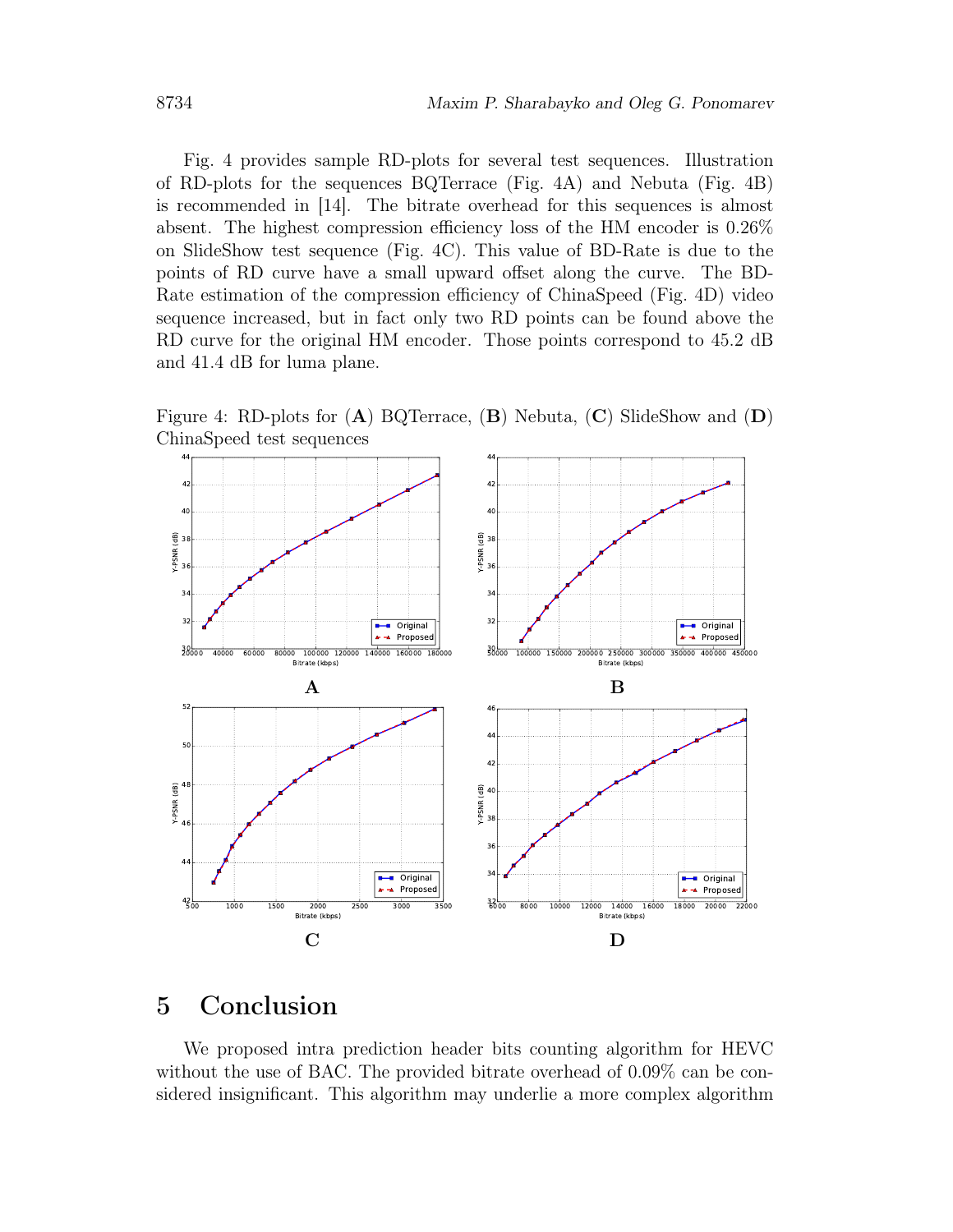Fig. 4 provides sample RD-plots for several test sequences. Illustration of RD-plots for the sequences BQTerrace (Fig. 4A) and Nebuta (Fig. 4B) is recommended in [14]. The bitrate overhead for this sequences is almost absent. The highest compression efficiency loss of the HM encoder is 0.26% on SlideShow test sequence (Fig. 4C). This value of BD-Rate is due to the points of RD curve have a small upward offset along the curve. The BD-Rate estimation of the compression efficiency of ChinaSpeed (Fig. 4D) video sequence increased, but in fact only two RD points can be found above the RD curve for the original HM encoder. Those points correspond to 45.2 dB and 41.4 dB for luma plane.

Figure 4: RD-plots for (**A**) BQTerrace, (**B**) Nebuta, (**C**) SlideShow and (**D**) ChinaSpeed test sequences

**A**

**B**

**C**

**D**

## 5 Conclusion

We proposed intra prediction header bits counting algorithm for HEVC without the use of BAC. The provided bitrate overhead of 0.09% can be considered insignificant. This algorithm may underlie a more complex algorithm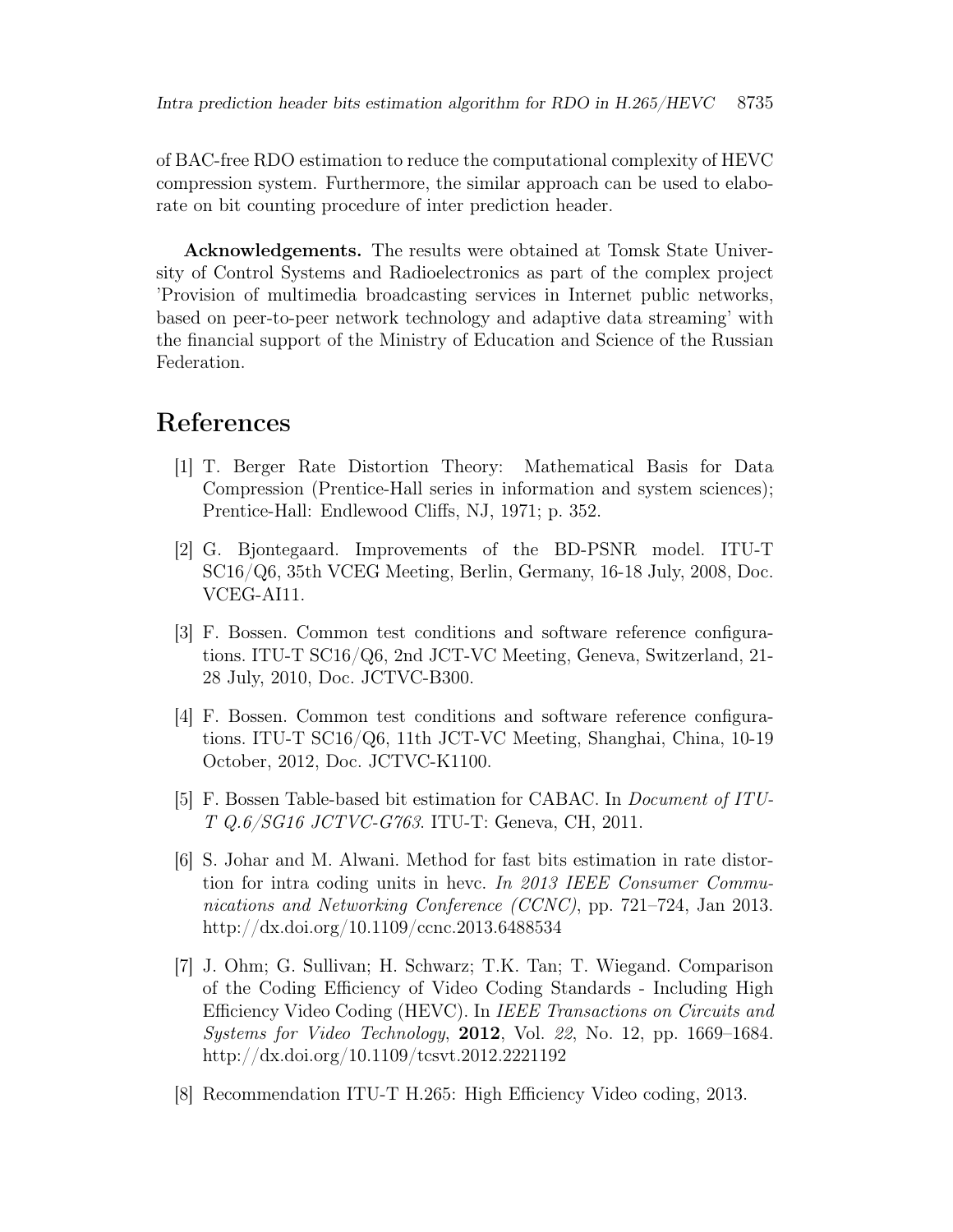of BAC-free RDO estimation to reduce the computational complexity of HEVC compression system. Furthermore, the similar approach can be used to elaborate on bit counting procedure of inter prediction header.

**Acknowledgements.** The results were obtained at Tomsk State University of Control Systems and Radioelectronics as part of the complex project 'Provision of multimedia broadcasting services in Internet public networks, based on peer-to-peer network technology and adaptive data streaming' with the financial support of the Ministry of Education and Science of the Russian Federation.

# References

[1] T. Berger Rate Distortion Theory: Mathematical Basis for Data Compression (Prentice-Hall series in information and system sciences); Prentice-Hall: Endlewood Cliffs, NJ, 1971; p. 352.

[2] G. Bjontegaard. Improvements of the BD-PSNR model. ITU-T SC16/Q6, 35th VCEG Meeting, Berlin, Germany, 16-18 July, 2008, Doc. VCEG-AI11.

[3] F. Bossen. Common test conditions and software reference configurations. ITU-T SC16/Q6, 2nd JCT-VC Meeting, Geneva, Switzerland, 21-28 July, 2010, Doc. JCTVC-B300.

[4] F. Bossen. Common test conditions and software reference configurations. ITU-T SC16/Q6, 11th JCT-VC Meeting, Shanghai, China, 10-19 October, 2012, Doc. JCTVC-K1100.

[5] F. Bossen Table-based bit estimation for CABAC. In *Document of ITU-T Q.6/SG16 JCTVC-G763*. ITU-T: Geneva, CH, 2011.

[6] S. Johar and M. Alwani. Method for fast bits estimation in rate distortion for intra coding units in hevc. *In 2013 IEEE Consumer Communications and Networking Conference (CCNC)*, pp. 721–724, Jan 2013. http://dx.doi.org/10.1109/ccnc.2013.6488534

[7] J. Ohm; G. Sullivan; H. Schwarz; T.K. Tan; T. Wiegand. Comparison of the Coding Efficiency of Video Coding Standards - Including High Efficiency Video Coding (HEVC). In *IEEE Transactions on Circuits and Systems for Video Technology*, **2012**, Vol. *22*, No. 12, pp. 1669–1684. http://dx.doi.org/10.1109/tcsvt.2012.2221192

[8] Recommendation ITU-T H.265: High Efficiency Video coding, 2013.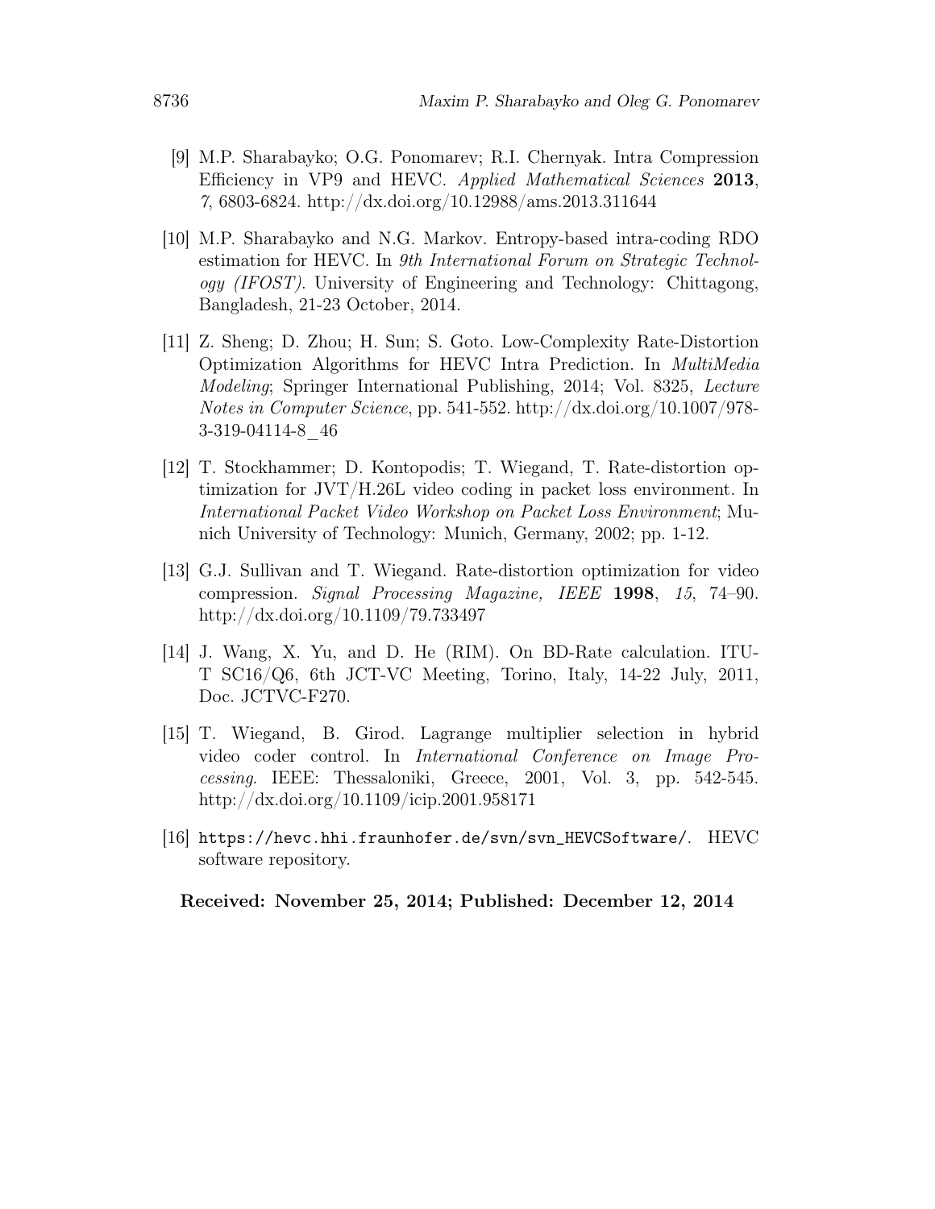[9] M.P. Sharabayko; O.G. Ponomarev; R.I. Chernyak. Intra Compression Efficiency in VP9 and HEVC. *Applied Mathematical Sciences* **2013**, *7*, 6803-6824. http://dx.doi.org/10.12988/ams.2013.311644

[10] M.P. Sharabayko and N.G. Markov. Entropy-based intra-coding RDO estimation for HEVC. In *9th International Forum on Strategic Technology (IFOST)*. University of Engineering and Technology: Chittagong, Bangladesh, 21-23 October, 2014.

[11] Z. Sheng; D. Zhou; H. Sun; S. Goto. Low-Complexity Rate-Distortion Optimization Algorithms for HEVC Intra Prediction. In *MultiMedia Modeling*; Springer International Publishing, 2014; Vol. 8325, *Lecture Notes in Computer Science*, pp. 541-552. http://dx.doi.org/10.1007/978-3-319-04114-8_46

[12] T. Stockhammer; D. Kontopodis; T. Wiegand, T. Rate-distortion optimization for JVT/H.26L video coding in packet loss environment. In *International Packet Video Workshop on Packet Loss Environment*; Munich University of Technology: Munich, Germany, 2002; pp. 1-12.

[13] G.J. Sullivan and T. Wiegand. Rate-distortion optimization for video compression. *Signal Processing Magazine, IEEE* **1998**, *15*, 74–90. http://dx.doi.org/10.1109/79.733497

[14] J. Wang, X. Yu, and D. He (RIM). On BD-Rate calculation. ITU-T SC16/Q6, 6th JCT-VC Meeting, Torino, Italy, 14-22 July, 2011, Doc. JCTVC-F270.

[15] T. Wiegand, B. Girod. Lagrange multiplier selection in hybrid video coder control. In *International Conference on Image Processing*. IEEE: Thessaloniki, Greece, 2001, Vol. 3, pp. 542-545. http://dx.doi.org/10.1109/icip.2001.958171

[16] `https://hevc.hhi.fraunhofer.de/svn/svn_HEVCSoftware/`. HEVC software repository.

**Received: November 25, 2014; Published: December 12, 2014**